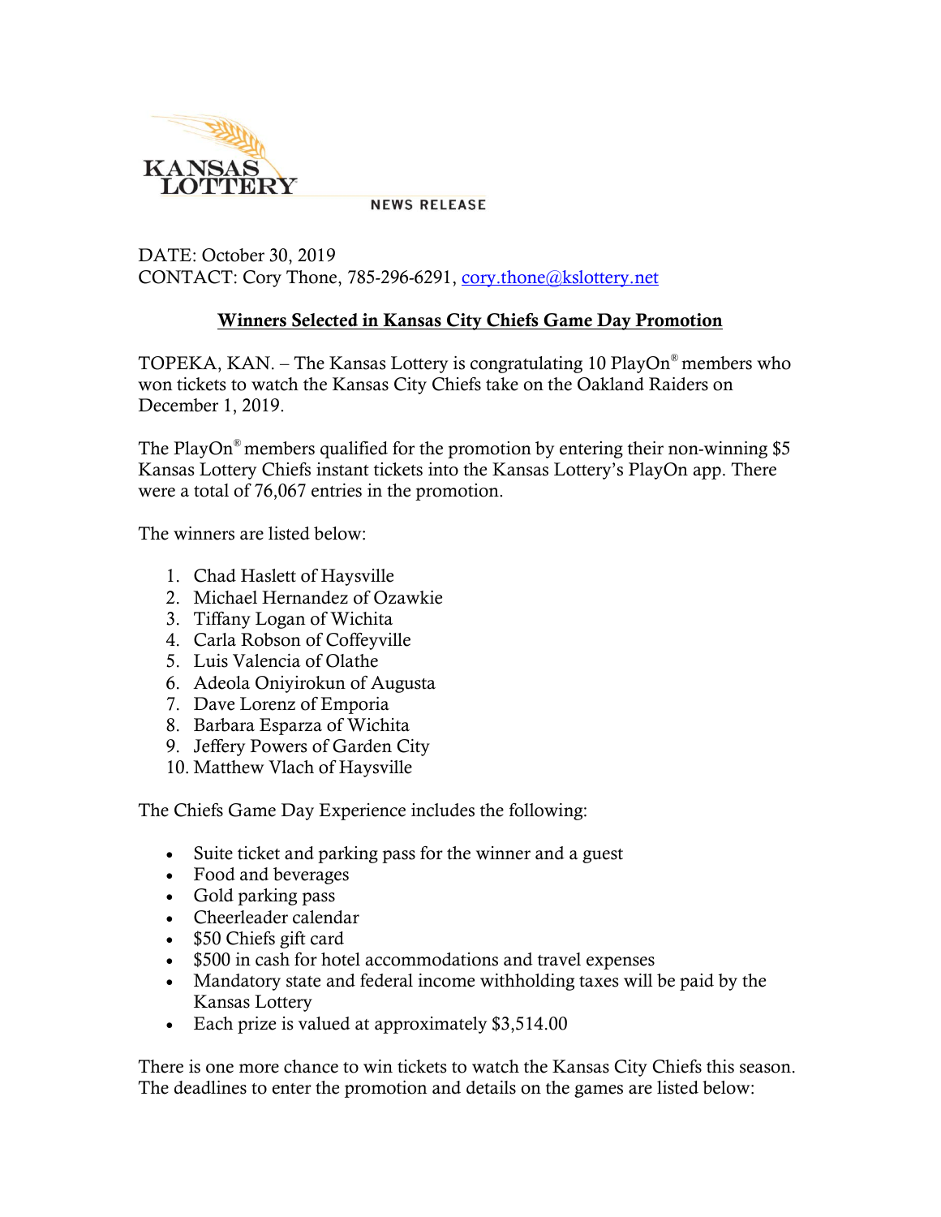KANSAS LOTTERY

NEWS RELEASE

DATE: October 30, 2019
CONTACT: Cory Thone, 785-296-6291, cory.thone@kslottery.net

## Winners Selected in Kansas City Chiefs Game Day Promotion

TOPEKA, KAN. – The Kansas Lottery is congratulating 10 PlayOn® members who won tickets to watch the Kansas City Chiefs take on the Oakland Raiders on December 1, 2019.

The PlayOn® members qualified for the promotion by entering their non-winning $5 Kansas Lottery Chiefs instant tickets into the Kansas Lottery's PlayOn app. There were a total of 76,067 entries in the promotion.

The winners are listed below:

1. Chad Haslett of Haysville
2. Michael Hernandez of Ozawkie
3. Tiffany Logan of Wichita
4. Carla Robson of Coffeyville
5. Luis Valencia of Olathe
6. Adeola Oniyirokun of Augusta
7. Dave Lorenz of Emporia
8. Barbara Esparza of Wichita
9. Jeffery Powers of Garden City
10. Matthew Vlach of Haysville

The Chiefs Game Day Experience includes the following:

- Suite ticket and parking pass for the winner and a guest
- Food and beverages
- Gold parking pass
- Cheerleader calendar
- $50 Chiefs gift card
- $500 in cash for hotel accommodations and travel expenses
- Mandatory state and federal income withholding taxes will be paid by the Kansas Lottery
- Each prize is valued at approximately $3,514.00

There is one more chance to win tickets to watch the Kansas City Chiefs this season. The deadlines to enter the promotion and details on the games are listed below: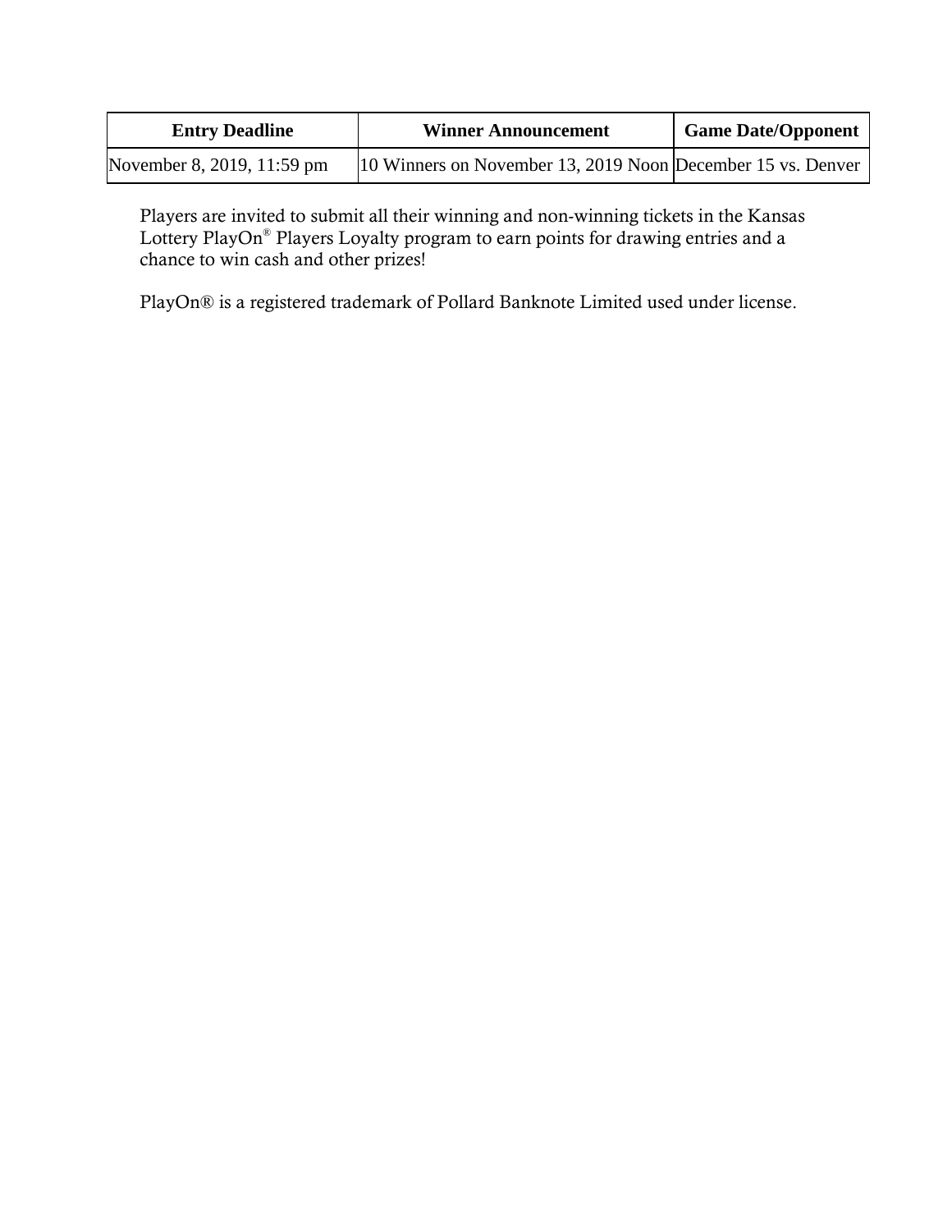| Entry Deadline | Winner Announcement | Game Date/Opponent |
|---|---|---|
| November 8, 2019, 11:59 pm | 10 Winners on November 13, 2019 Noon | December 15 vs. Denver |

Players are invited to submit all their winning and non-winning tickets in the Kansas Lottery PlayOn® Players Loyalty program to earn points for drawing entries and a chance to win cash and other prizes!

PlayOn® is a registered trademark of Pollard Banknote Limited used under license.